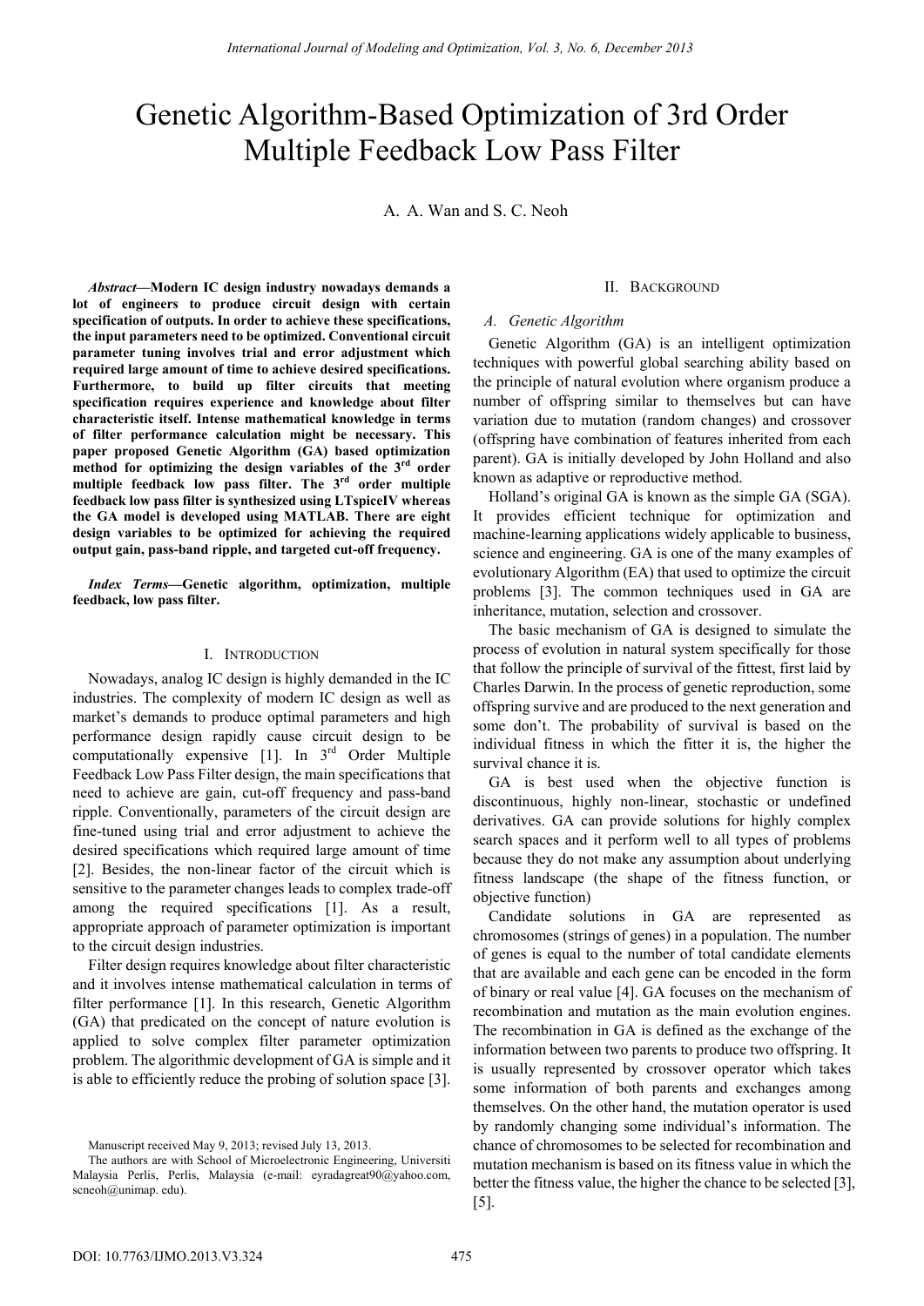# Genetic Algorithm-Based Optimization of 3rd Order Multiple Feedback Low Pass Filter

A. A. Wan and S. C. Neoh

***Abstract*****—Modern IC design industry nowadays demands a lot of engineers to produce circuit design with certain specification of outputs. In order to achieve these specifications, the input parameters need to be optimized. Conventional circuit parameter tuning involves trial and error adjustment which required large amount of time to achieve desired specifications. Furthermore, to build up filter circuits that meeting specification requires experience and knowledge about filter characteristic itself. Intense mathematical knowledge in terms of filter performance calculation might be necessary. This paper proposed Genetic Algorithm (GA) based optimization method for optimizing the design variables of the 3rd order multiple feedback low pass filter. The 3rd order multiple feedback low pass filter is synthesized using LTspiceIV whereas the GA model is developed using MATLAB. There are eight design variables to be optimized for achieving the required output gain, pass-band ripple, and targeted cut-off frequency.**

***Index Terms*****—Genetic algorithm, optimization, multiple feedback, low pass filter.**

## I. Introduction

Nowadays, analog IC design is highly demanded in the IC industries. The complexity of modern IC design as well as market's demands to produce optimal parameters and high performance design rapidly cause circuit design to be computationally expensive [1]. In 3rd Order Multiple Feedback Low Pass Filter design, the main specifications that need to achieve are gain, cut-off frequency and pass-band ripple. Conventionally, parameters of the circuit design are fine-tuned using trial and error adjustment to achieve the desired specifications which required large amount of time [2]. Besides, the non-linear factor of the circuit which is sensitive to the parameter changes leads to complex trade-off among the required specifications [1]. As a result, appropriate approach of parameter optimization is important to the circuit design industries.

Filter design requires knowledge about filter characteristic and it involves intense mathematical calculation in terms of filter performance [1]. In this research, Genetic Algorithm (GA) that predicated on the concept of nature evolution is applied to solve complex filter parameter optimization problem. The algorithmic development of GA is simple and it is able to efficiently reduce the probing of solution space [3].

Manuscript received May 9, 2013; revised July 13, 2013.

The authors are with School of Microelectronic Engineering, Universiti Malaysia Perlis, Perlis, Malaysia (e-mail: eyradagreat90@yahoo.com, scneoh@unimap. edu).

## II. Background

### *A. Genetic Algorithm*

Genetic Algorithm (GA) is an intelligent optimization techniques with powerful global searching ability based on the principle of natural evolution where organism produce a number of offspring similar to themselves but can have variation due to mutation (random changes) and crossover (offspring have combination of features inherited from each parent). GA is initially developed by John Holland and also known as adaptive or reproductive method.

Holland's original GA is known as the simple GA (SGA). It provides efficient technique for optimization and machine-learning applications widely applicable to business, science and engineering. GA is one of the many examples of evolutionary Algorithm (EA) that used to optimize the circuit problems [3]. The common techniques used in GA are inheritance, mutation, selection and crossover.

The basic mechanism of GA is designed to simulate the process of evolution in natural system specifically for those that follow the principle of survival of the fittest, first laid by Charles Darwin. In the process of genetic reproduction, some offspring survive and are produced to the next generation and some don't. The probability of survival is based on the individual fitness in which the fitter it is, the higher the survival chance it is.

GA is best used when the objective function is discontinuous, highly non-linear, stochastic or undefined derivatives. GA can provide solutions for highly complex search spaces and it perform well to all types of problems because they do not make any assumption about underlying fitness landscape (the shape of the fitness function, or objective function)

Candidate solutions in GA are represented as chromosomes (strings of genes) in a population. The number of genes is equal to the number of total candidate elements that are available and each gene can be encoded in the form of binary or real value [4]. GA focuses on the mechanism of recombination and mutation as the main evolution engines. The recombination in GA is defined as the exchange of the information between two parents to produce two offspring. It is usually represented by crossover operator which takes some information of both parents and exchanges among themselves. On the other hand, the mutation operator is used by randomly changing some individual's information. The chance of chromosomes to be selected for recombination and mutation mechanism is based on its fitness value in which the better the fitness value, the higher the chance to be selected [3], [5].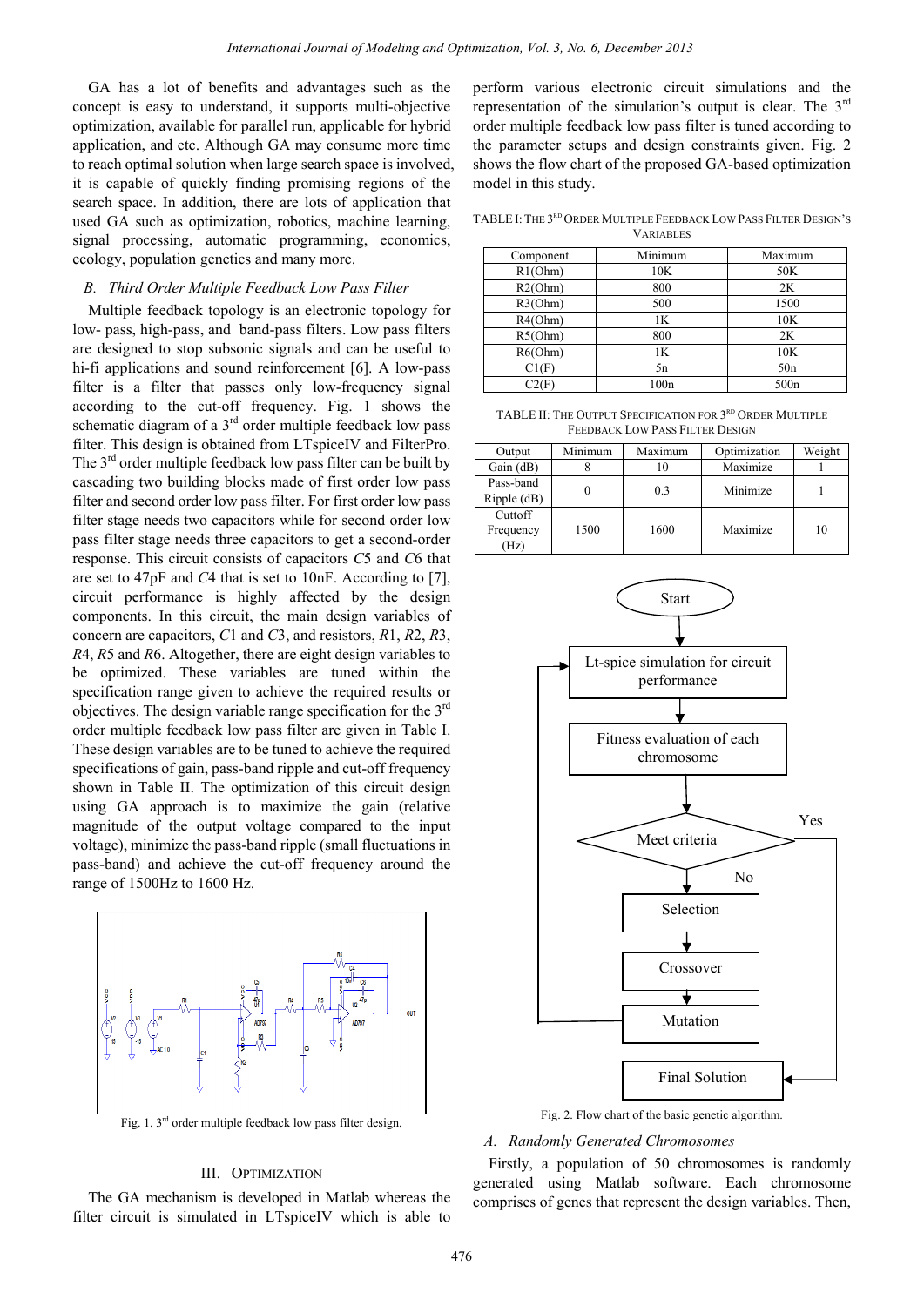GA has a lot of benefits and advantages such as the concept is easy to understand, it supports multi-objective optimization, available for parallel run, applicable for hybrid application, and etc. Although GA may consume more time to reach optimal solution when large search space is involved, it is capable of quickly finding promising regions of the search space. In addition, there are lots of application that used GA such as optimization, robotics, machine learning, signal processing, automatic programming, economics, ecology, population genetics and many more.

### *B. Third Order Multiple Feedback Low Pass Filter*

Multiple feedback topology is an electronic topology for low- pass, high-pass, and band-pass filters. Low pass filters are designed to stop subsonic signals and can be useful to hi-fi applications and sound reinforcement [6]. A low-pass filter is a filter that passes only low-frequency signal according to the cut-off frequency. Fig. 1 shows the schematic diagram of a 3rd order multiple feedback low pass filter. This design is obtained from LTspiceIV and FilterPro. The 3rd order multiple feedback low pass filter can be built by cascading two building blocks made of first order low pass filter and second order low pass filter. For first order low pass filter stage needs two capacitors while for second order low pass filter stage needs three capacitors to get a second-order response. This circuit consists of capacitors $C5$ and $C6$ that are set to 47pF and $C4$ that is set to 10nF. According to [7], circuit performance is highly affected by the design components. In this circuit, the main design variables of concern are capacitors, $C1$ and $C3$, and resistors, $R1$, $R2$, $R3$, $R4$, $R5$ and $R6$. Altogether, there are eight design variables to be optimized. These variables are tuned within the specification range given to achieve the required results or objectives. The design variable range specification for the 3rd order multiple feedback low pass filter are given in Table I. These design variables are to be tuned to achieve the required specifications of gain, pass-band ripple and cut-off frequency shown in Table II. The optimization of this circuit design using GA approach is to maximize the gain (relative magnitude of the output voltage compared to the input voltage), minimize the pass-band ripple (small fluctuations in pass-band) and achieve the cut-off frequency around the range of 1500Hz to 1600 Hz.

Fig. 1. 3rd order multiple feedback low pass filter design.

## III. Optimization

The GA mechanism is developed in Matlab whereas the filter circuit is simulated in LTspiceIV which is able to perform various electronic circuit simulations and the representation of the simulation's output is clear. The 3rd order multiple feedback low pass filter is tuned according to the parameter setups and design constraints given. Fig. 2 shows the flow chart of the proposed GA-based optimization model in this study.

TABLE I: The 3rd Order Multiple Feedback Low Pass Filter Design's Variables

| Component | Minimum | Maximum |
|---|---|---|
| R1(Ohm) | 10K | 50K |
| R2(Ohm) | 800 | 2K |
| R3(Ohm) | 500 | 1500 |
| R4(Ohm) | 1K | 10K |
| R5(Ohm) | 800 | 2K |
| R6(Ohm) | 1K | 10K |
| C1(F) | 5n | 50n |
| C2(F) | 100n | 500n |

TABLE II: The Output Specification for 3rd Order Multiple Feedback Low Pass Filter Design

| Output | Minimum | Maximum | Optimization | Weight |
|---|---|---|---|---|
| Gain (dB) | 8 | 10 | Maximize | 1 |
| Pass-band Ripple (dB) | 0 | 0.3 | Minimize | 1 |
| Cuttoff Frequency (Hz) | 1500 | 1600 | Maximize | 10 |

Fig. 2. Flow chart of the basic genetic algorithm.

### *A. Randomly Generated Chromosomes*

Firstly, a population of 50 chromosomes is randomly generated using Matlab software. Each chromosome comprises of genes that represent the design variables. Then,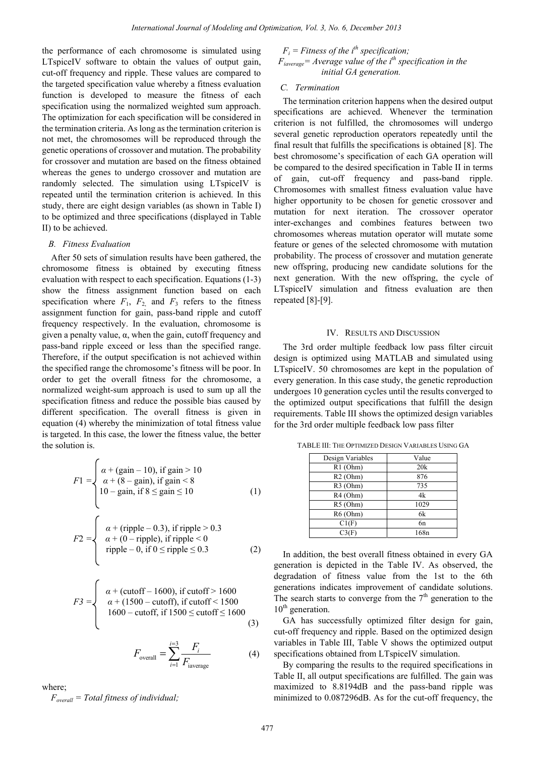the performance of each chromosome is simulated using LTspiceIV software to obtain the values of output gain, cut-off frequency and ripple. These values are compared to the targeted specification value whereby a fitness evaluation function is developed to measure the fitness of each specification using the normalized weighted sum approach. The optimization for each specification will be considered in the termination criteria. As long as the termination criterion is not met, the chromosomes will be reproduced through the genetic operations of crossover and mutation. The probability for crossover and mutation are based on the fitness obtained whereas the genes to undergo crossover and mutation are randomly selected. The simulation using LTspiceIV is repeated until the termination criterion is achieved. In this study, there are eight design variables (as shown in Table I) to be optimized and three specifications (displayed in Table II) to be achieved.

### *B. Fitness Evaluation*

After 50 sets of simulation results have been gathered, the chromosome fitness is obtained by executing fitness evaluation with respect to each specification. Equations (1-3) show the fitness assignment function based on each specification where $F_1$, $F_2$, and $F_3$ refers to the fitness assignment function for gain, pass-band ripple and cutoff frequency respectively. In the evaluation, chromosome is given a penalty value, α, when the gain, cutoff frequency and pass-band ripple exceed or less than the specified range. Therefore, if the output specification is not achieved within the specified range the chromosome's fitness will be poor. In order to get the overall fitness for the chromosome, a normalized weight-sum approach is used to sum up all the specification fitness and reduce the possible bias caused by different specification. The overall fitness is given in equation (4) whereby the minimization of total fitness value is targeted. In this case, the lower the fitness value, the better the solution is.

$$F1 = \begin{cases} \alpha + (\text{gain} - 10), \text{ if gain} > 10 \\ \alpha + (8 - \text{gain}), \text{ if gain} < 8 \\ 10 - \text{gain}, \text{ if } 8 \le \text{gain} \le 10 \end{cases} \quad (1)$$

$$F2 = \begin{cases} \alpha + (\text{ripple} - 0.3), \text{ if ripple} > 0.3 \\ \alpha + (0 - \text{ripple}), \text{ if ripple} < 0 \\ \text{ripple} - 0, \text{ if } 0 \le \text{ripple} \le 0.3 \end{cases} \quad (2)$$

$$F3 = \begin{cases} \alpha + (\text{cutoff} - 1600), \text{ if cutoff} > 1600 \\ \alpha + (1500 - \text{cutoff}), \text{ if cutoff} < 1500 \\ 1600 - \text{cutoff}, \text{ if } 1500 \le \text{cutoff} \le 1600 \end{cases} \quad (3)$$

$$F_{\text{overall}} = \sum_{i=1}^{i=3} \frac{F_i}{F_{\text{iaverage}}} \quad (4)$$

where;

$F_{overall}$ = *Total fitness of individual;*

$F_i$ = *Fitness of the* $i^{th}$ *specification;*

$F_{iaverage}$ = *Average value of the* $i^{th}$ *specification in the initial GA generation.*

### *C. Termination*

The termination criterion happens when the desired output specifications are achieved. Whenever the termination criterion is not fulfilled, the chromosomes will undergo several genetic reproduction operators repeatedly until the final result that fulfills the specifications is obtained [8]. The best chromosome's specification of each GA operation will be compared to the desired specification in Table II in terms of gain, cut-off frequency and pass-band ripple. Chromosomes with smallest fitness evaluation value have higher opportunity to be chosen for genetic crossover and mutation for next iteration. The crossover operator inter-exchanges and combines features between two chromosomes whereas mutation operator will mutate some feature or genes of the selected chromosome with mutation probability. The process of crossover and mutation generate new offspring, producing new candidate solutions for the next generation. With the new offspring, the cycle of LTspiceIV simulation and fitness evaluation are then repeated [8]-[9].

## IV. Results and Discussion

The 3rd order multiple feedback low pass filter circuit design is optimized using MATLAB and simulated using LTspiceIV. 50 chromosomes are kept in the population of every generation. In this case study, the genetic reproduction undergoes 10 generation cycles until the results converged to the optimized output specifications that fulfill the design requirements. Table III shows the optimized design variables for the 3rd order multiple feedback low pass filter

TABLE III: The Optimized Design Variables Using GA

| Design Variables | Value |
|---|---|
| R1 (Ohm) | 20k |
| R2 (Ohm) | 876 |
| R3 (Ohm) | 735 |
| R4 (Ohm) | 4k |
| R5 (Ohm) | 1029 |
| R6 (Ohm) | 6k |
| C1(F) | 6n |
| C3(F) | 168n |

In addition, the best overall fitness obtained in every GA generation is depicted in the Table IV. As observed, the degradation of fitness value from the 1st to the 6th generations indicates improvement of candidate solutions. The search starts to converge from the $7^{th}$ generation to the $10^{th}$ generation.

GA has successfully optimized filter design for gain, cut-off frequency and ripple. Based on the optimized design variables in Table III, Table V shows the optimized output specifications obtained from LTspiceIV simulation.

By comparing the results to the required specifications in Table II, all output specifications are fulfilled. The gain was maximized to 8.8194dB and the pass-band ripple was minimized to 0.087296dB. As for the cut-off frequency, the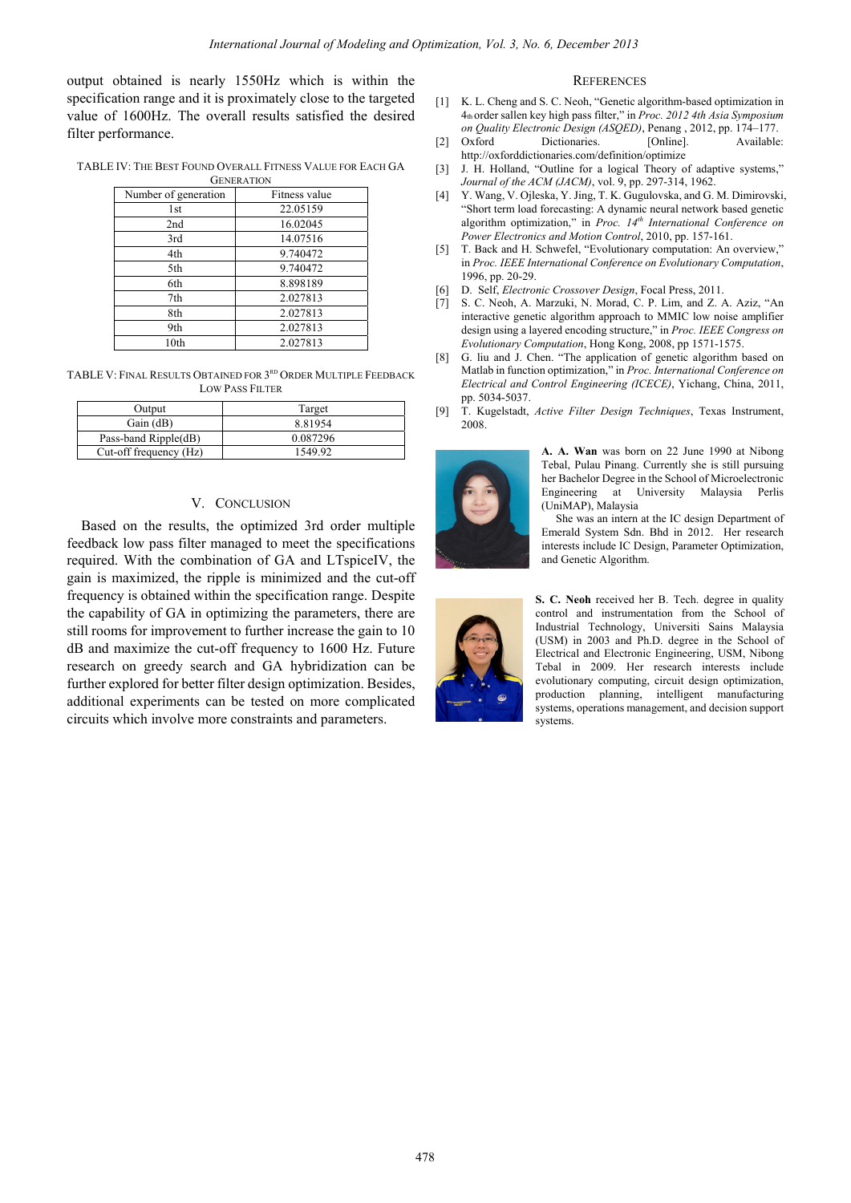output obtained is nearly 1550Hz which is within the specification range and it is proximately close to the targeted value of 1600Hz. The overall results satisfied the desired filter performance.

TABLE IV: THE BEST FOUND OVERALL FITNESS VALUE FOR EACH GA GENERATION

| Number of generation | Fitness value |
|---|---|
| 1st | 22.05159 |
| 2nd | 16.02045 |
| 3rd | 14.07516 |
| 4th | 9.740472 |
| 5th | 9.740472 |
| 6th | 8.898189 |
| 7th | 2.027813 |
| 8th | 2.027813 |
| 9th | 2.027813 |
| 10th | 2.027813 |

TABLE V: FINAL RESULTS OBTAINED FOR 3RD ORDER MULTIPLE FEEDBACK LOW PASS FILTER

| Output | Target |
|---|---|
| Gain (dB) | 8.81954 |
| Pass-band Ripple(dB) | 0.087296 |
| Cut-off frequency (Hz) | 1549.92 |

## V. CONCLUSION

Based on the results, the optimized 3rd order multiple feedback low pass filter managed to meet the specifications required. With the combination of GA and LTspiceIV, the gain is maximized, the ripple is minimized and the cut-off frequency is obtained within the specification range. Despite the capability of GA in optimizing the parameters, there are still rooms for improvement to further increase the gain to 10 dB and maximize the cut-off frequency to 1600 Hz. Future research on greedy search and GA hybridization can be further explored for better filter design optimization. Besides, additional experiments can be tested on more complicated circuits which involve more constraints and parameters.

## REFERENCES

[1] K. L. Cheng and S. C. Neoh, "Genetic algorithm-based optimization in 4th order sallen key high pass filter," in *Proc. 2012 4th Asia Symposium on Quality Electronic Design (ASQED)*, Penang , 2012, pp. 174–177.

[2] Oxford Dictionaries. [Online]. Available: http://oxforddictionaries.com/definition/optimize

[3] J. H. Holland, "Outline for a logical Theory of adaptive systems," *Journal of the ACM (JACM)*, vol. 9, pp. 297-314, 1962.

[4] Y. Wang, V. Ojleska, Y. Jing, T. K. Gugulovska, and G. M. Dimirovski, "Short term load forecasting: A dynamic neural network based genetic algorithm optimization," in *Proc. 14th International Conference on Power Electronics and Motion Control*, 2010, pp. 157-161.

[5] T. Back and H. Schwefel, "Evolutionary computation: An overview," in *Proc. IEEE International Conference on Evolutionary Computation*, 1996, pp. 20-29.

[6] D. Self, *Electronic Crossover Design*, Focal Press, 2011.

[7] S. C. Neoh, A. Marzuki, N. Morad, C. P. Lim, and Z. A. Aziz, "An interactive genetic algorithm approach to MMIC low noise amplifier design using a layered encoding structure," in *Proc. IEEE Congress on Evolutionary Computation*, Hong Kong, 2008, pp 1571-1575.

[8] G. liu and J. Chen. "The application of genetic algorithm based on Matlab in function optimization," in *Proc. International Conference on Electrical and Control Engineering (ICECE)*, Yichang, China, 2011, pp. 5034-5037.

[9] T. Kugelstadt, *Active Filter Design Techniques*, Texas Instrument, 2008.

**A. A. Wan** was born on 22 June 1990 at Nibong Tebal, Pulau Pinang. Currently she is still pursuing her Bachelor Degree in the School of Microelectronic Engineering at University Malaysia Perlis (UniMAP), Malaysia

She was an intern at the IC design Department of Emerald System Sdn. Bhd in 2012. Her research interests include IC Design, Parameter Optimization, and Genetic Algorithm.

**S. C. Neoh** received her B. Tech. degree in quality control and instrumentation from the School of Industrial Technology, Universiti Sains Malaysia (USM) in 2003 and Ph.D. degree in the School of Electrical and Electronic Engineering, USM, Nibong Tebal in 2009. Her research interests include evolutionary computing, circuit design optimization, production planning, intelligent manufacturing systems, operations management, and decision support systems.